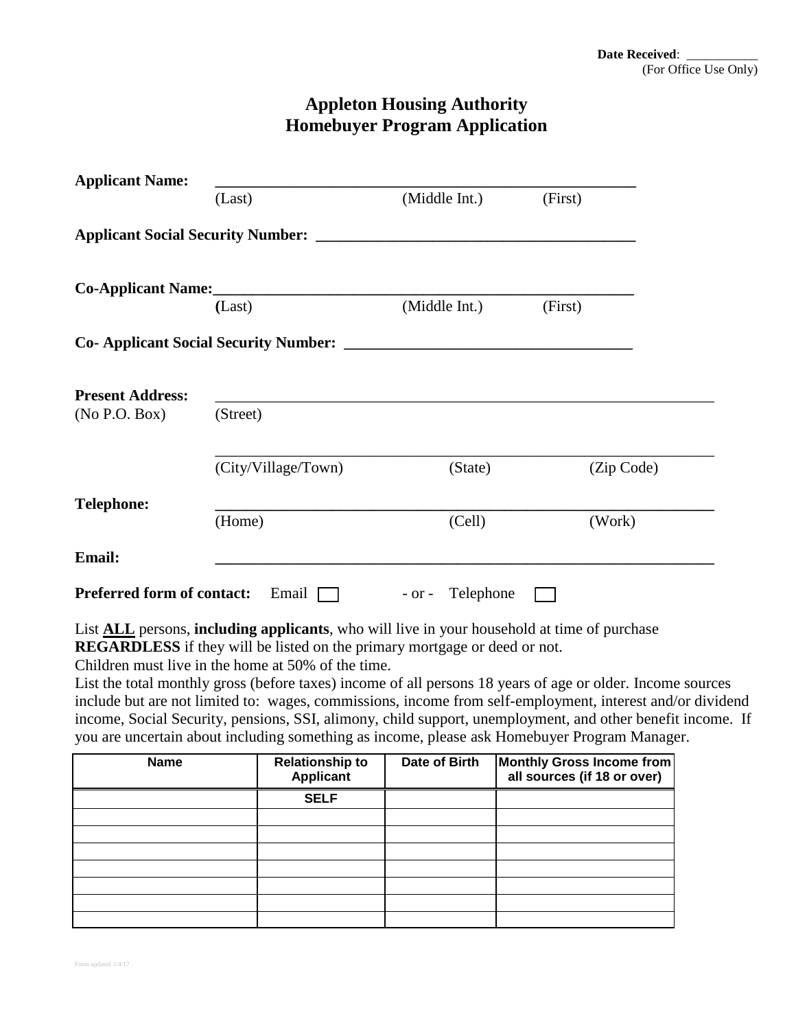**Date Received**: ___________
(For Office Use Only)

# Appleton Housing Authority
# Homebuyer Program Application

**Applicant Name:** ________________________________________________
(Last) (Middle Int.) (First)

**Applicant Social Security Number:** ________________________________________

**Co-Applicant Name:** ________________________________________________
(Last) (Middle Int.) (First)

**Co- Applicant Social Security Number:** ____________________________________

**Present Address:** (No P.O. Box) ________________________________________________
(Street)

________________________________________________
(City/Village/Town) (State) (Zip Code)

**Telephone:** ________________________________________________
(Home) (Cell) (Work)

**Email:** ________________________________________________

**Preferred form of contact:** Email ☐ - or - Telephone ☐

List **ALL** persons, **including applicants**, who will live in your household at time of purchase **REGARDLESS** if they will be listed on the primary mortgage or deed or not.
Children must live in the home at 50% of the time.
List the total monthly gross (before taxes) income of all persons 18 years of age or older. Income sources include but are not limited to: wages, commissions, income from self-employment, interest and/or dividend income, Social Security, pensions, SSI, alimony, child support, unemployment, and other benefit income. If you are uncertain about including something as income, please ask Homebuyer Program Manager.

| Name | Relationship to Applicant | Date of Birth | Monthly Gross Income from all sources (if 18 or over) |
|---|---|---|---|
| | SELF | | |
| | | | |
| | | | |
| | | | |
| | | | |
| | | | |
| | | | |
| | | | |

Form updated 1/4/17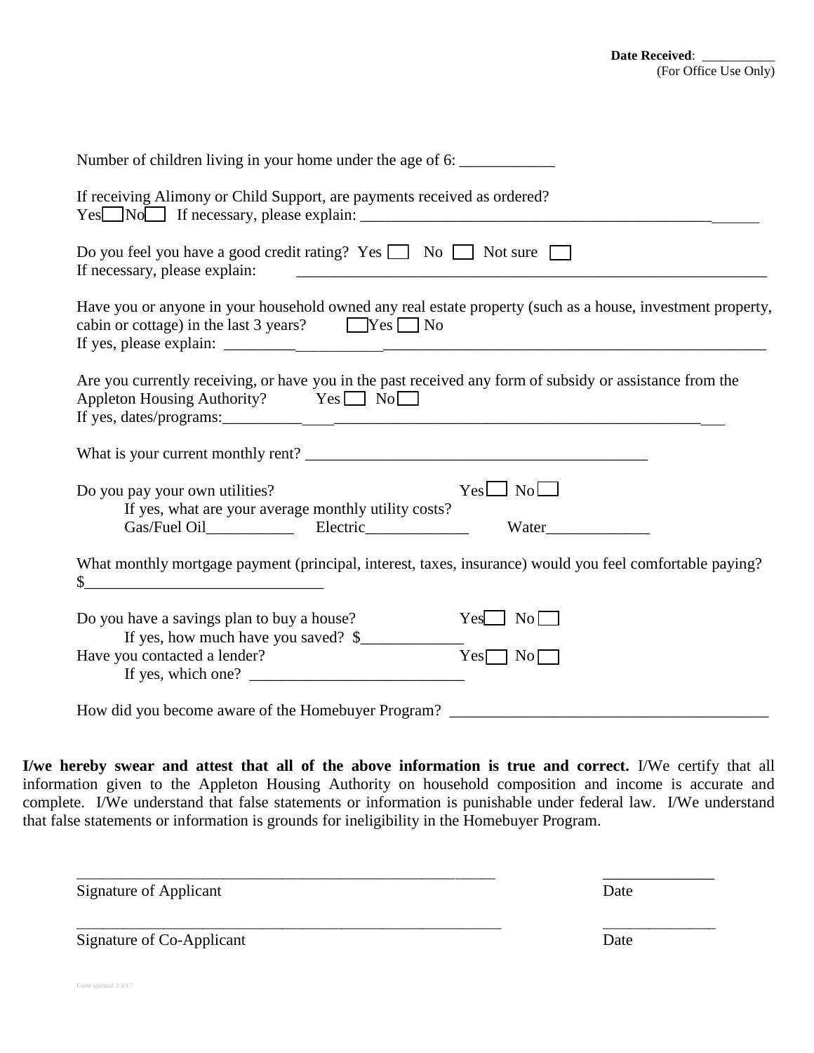**Date Received**: ___________
(For Office Use Only)

Number of children living in your home under the age of 6: ____________

If receiving Alimony or Child Support, are payments received as ordered?
Yes ☐ No ☐ If necessary, please explain: ______________________________________________

Do you feel you have a good credit rating? Yes ☐ No ☐ Not sure ☐
If necessary, please explain: ______________________________________________________________

Have you or anyone in your household owned any real estate property (such as a house, investment property, cabin or cottage) in the last 3 years? ☐ Yes ☐ No
If yes, please explain: ______________________________________________________________________

Are you currently receiving, or have you in the past received any form of subsidy or assistance from the Appleton Housing Authority? Yes ☐ No ☐
If yes, dates/programs: __________________________________________________________________

What is your current monthly rent? ____________________________________________

Do you pay your own utilities? Yes ☐ No ☐
If yes, what are your average monthly utility costs?
Gas/Fuel Oil___________ Electric_____________ Water_____________

What monthly mortgage payment (principal, interest, taxes, insurance) would you feel comfortable paying?
$______________________________

Do you have a savings plan to buy a house? Yes ☐ No ☐
If yes, how much have you saved? $_____________
Have you contacted a lender? Yes ☐ No ☐
If yes, which one? ___________________________

How did you become aware of the Homebuyer Program? ________________________________________

**I/we hereby swear and attest that all of the above information is true and correct.** I/We certify that all information given to the Appleton Housing Authority on household composition and income is accurate and complete. I/We understand that false statements or information is punishable under federal law. I/We understand that false statements or information is grounds for ineligibility in the Homebuyer Program.

_________________________________________________________ ______________
Signature of Applicant Date

_________________________________________________________ ______________
Signature of Co-Applicant Date

Form updated 1/4/17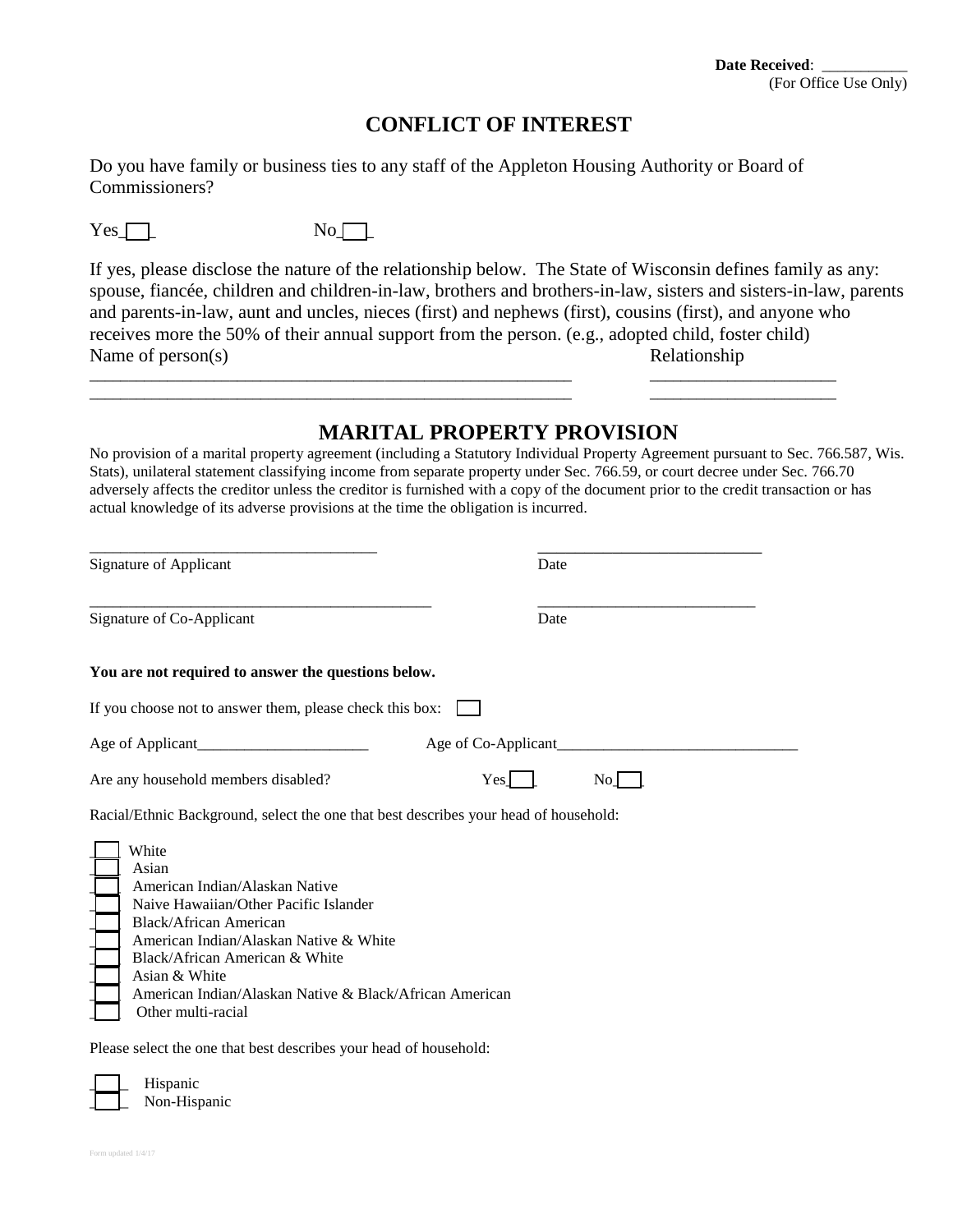**Date Received**: \_\_\_\_\_\_\_\_\_\_\_
(For Office Use Only)

# CONFLICT OF INTEREST

Do you have family or business ties to any staff of the Appleton Housing Authority or Board of Commissioners?

Yes ☐ No ☐

If yes, please disclose the nature of the relationship below. The State of Wisconsin defines family as any: spouse, fiancée, children and children-in-law, brothers and brothers-in-law, sisters and sisters-in-law, parents and parents-in-law, aunt and uncles, nieces (first) and nephews (first), cousins (first), and anyone who receives more the 50% of their annual support from the person. (e.g., adopted child, foster child)

| Name of person(s) | Relationship |
|---|---|
| | |
| | |

# MARITAL PROPERTY PROVISION

No provision of a marital property agreement (including a Statutory Individual Property Agreement pursuant to Sec. 766.587, Wis. Stats), unilateral statement classifying income from separate property under Sec. 766.59, or court decree under Sec. 766.70 adversely affects the creditor unless the creditor is furnished with a copy of the document prior to the credit transaction or has actual knowledge of its adverse provisions at the time the obligation is incurred.

\_\_\_\_\_\_\_\_\_\_\_\_\_\_\_\_\_\_\_\_\_\_\_\_\_\_\_\_\_\_\_\_\_\_\_ \_\_\_\_\_\_\_\_\_\_\_\_\_\_\_\_\_\_\_\_\_\_\_\_\_\_\_
Signature of Applicant Date

\_\_\_\_\_\_\_\_\_\_\_\_\_\_\_\_\_\_\_\_\_\_\_\_\_\_\_\_\_\_\_\_\_\_\_ \_\_\_\_\_\_\_\_\_\_\_\_\_\_\_\_\_\_\_\_\_\_\_\_\_\_\_
Signature of Co-Applicant Date

**You are not required to answer the questions below.**

If you choose not to answer them, please check this box: ☐

Age of Applicant\_\_\_\_\_\_\_\_\_\_\_\_\_\_\_\_\_\_\_\_\_\_ Age of Co-Applicant\_\_\_\_\_\_\_\_\_\_\_\_\_\_\_\_\_\_\_\_\_\_\_\_\_\_\_\_\_\_\_

Are any household members disabled? Yes ☐ No ☐

Racial/Ethnic Background, select the one that best describes your head of household:

- ☐ White
- ☐ Asian
- ☐ American Indian/Alaskan Native
- ☐ Naive Hawaiian/Other Pacific Islander
- ☐ Black/African American
- ☐ American Indian/Alaskan Native & White
- ☐ Black/African American & White
- ☐ Asian & White
- ☐ American Indian/Alaskan Native & Black/African American
- ☐ Other multi-racial

Please select the one that best describes your head of household:

- ☐ Hispanic
- ☐ Non-Hispanic

Form updated 1/4/17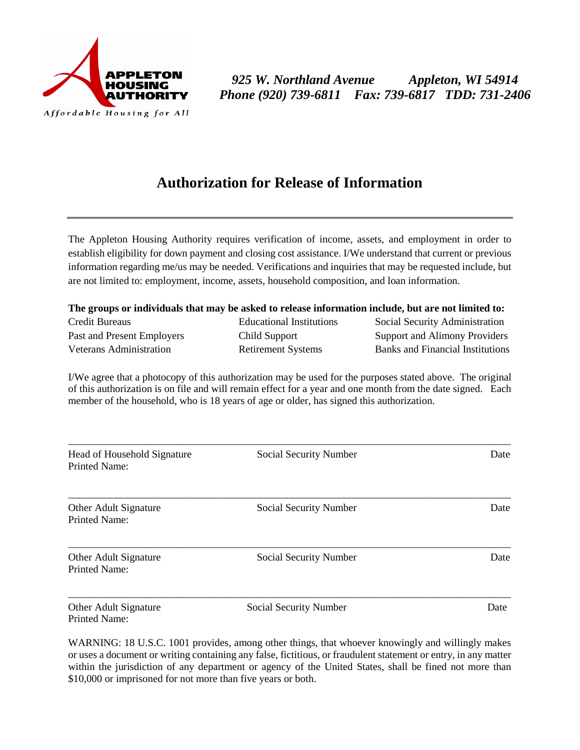APPLETON HOUSING AUTHORITY

*Affordable Housing for All*

*925 W. Northland Avenue Appleton, WI 54914*
*Phone (920) 739-6811 Fax: 739-6817 TDD: 731-2406*

# Authorization for Release of Information

---

The Appleton Housing Authority requires verification of income, assets, and employment in order to establish eligibility for down payment and closing cost assistance. I/We understand that current or previous information regarding me/us may be needed. Verifications and inquiries that may be requested include, but are not limited to: employment, income, assets, household composition, and loan information.

**The groups or individuals that may be asked to release information include, but are not limited to:**

| | | |
|---|---|---|
| Credit Bureaus | Educational Institutions | Social Security Administration |
| Past and Present Employers | Child Support | Support and Alimony Providers |
| Veterans Administration | Retirement Systems | Banks and Financial Institutions |

I/We agree that a photocopy of this authorization may be used for the purposes stated above. The original of this authorization is on file and will remain effect for a year and one month from the date signed. Each member of the household, who is 18 years of age or older, has signed this authorization.

\_\_\_\_\_\_\_\_\_\_\_\_\_\_\_\_\_\_\_\_\_\_\_\_\_\_\_\_\_\_\_\_\_\_\_\_\_\_\_\_\_\_\_\_\_\_\_\_\_\_\_\_\_\_\_\_\_\_\_\_\_\_\_\_\_\_\_\_\_\_\_\_\_\_

Head of Household Signature　　Social Security Number　　Date
Printed Name:

\_\_\_\_\_\_\_\_\_\_\_\_\_\_\_\_\_\_\_\_\_\_\_\_\_\_\_\_\_\_\_\_\_\_\_\_\_\_\_\_\_\_\_\_\_\_\_\_\_\_\_\_\_\_\_\_\_\_\_\_\_\_\_\_\_\_\_\_\_\_\_\_\_\_

Other Adult Signature　　Social Security Number　　Date
Printed Name:

\_\_\_\_\_\_\_\_\_\_\_\_\_\_\_\_\_\_\_\_\_\_\_\_\_\_\_\_\_\_\_\_\_\_\_\_\_\_\_\_\_\_\_\_\_\_\_\_\_\_\_\_\_\_\_\_\_\_\_\_\_\_\_\_\_\_\_\_\_\_\_\_\_\_

Other Adult Signature　　Social Security Number　　Date
Printed Name:

\_\_\_\_\_\_\_\_\_\_\_\_\_\_\_\_\_\_\_\_\_\_\_\_\_\_\_\_\_\_\_\_\_\_\_\_\_\_\_\_\_\_\_\_\_\_\_\_\_\_\_\_\_\_\_\_\_\_\_\_\_\_\_\_\_\_\_\_\_\_\_\_\_\_

Other Adult Signature　　Social Security Number　　Date
Printed Name:

WARNING: 18 U.S.C. 1001 provides, among other things, that whoever knowingly and willingly makes or uses a document or writing containing any false, fictitious, or fraudulent statement or entry, in any matter within the jurisdiction of any department or agency of the United States, shall be fined not more than $10,000 or imprisoned for not more than five years or both.